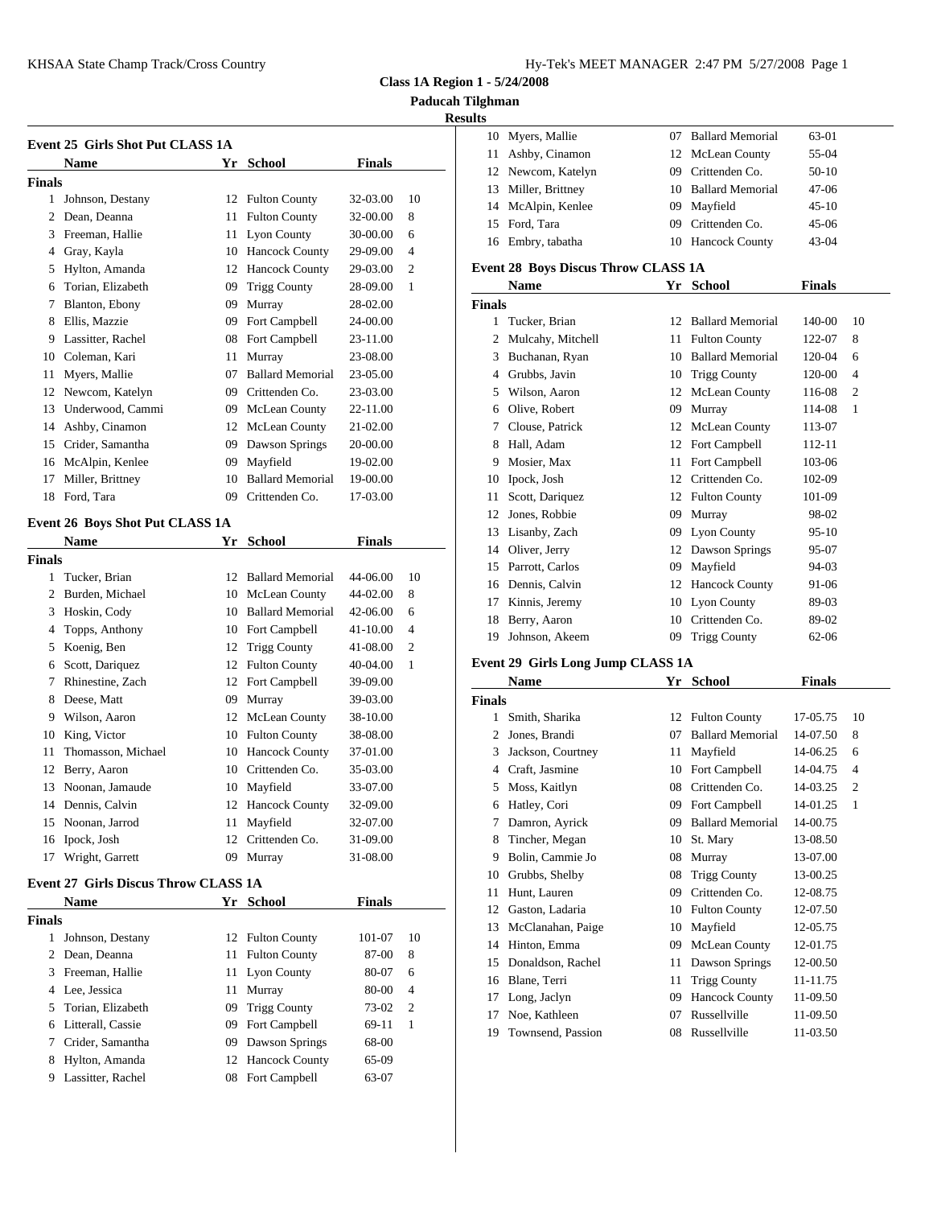# Class 1A Region 1 - 5/24/2008

## Paducah Tilghman

### Results

#### Event 25 Girls Shot Put CLASS 1A

**Finals**

| | Name | Yr | School | Finals | |
|---|---|---|---|---|---|
| 1 | Johnson, Destany | 12 | Fulton County | 32-03.00 | 10 |
| 2 | Dean, Deanna | 11 | Fulton County | 32-00.00 | 8 |
| 3 | Freeman, Hallie | 11 | Lyon County | 30-00.00 | 6 |
| 4 | Gray, Kayla | 10 | Hancock County | 29-09.00 | 4 |
| 5 | Hylton, Amanda | 12 | Hancock County | 29-03.00 | 2 |
| 6 | Torian, Elizabeth | 09 | Trigg County | 28-09.00 | 1 |
| 7 | Blanton, Ebony | 09 | Murray | 28-02.00 | |
| 8 | Ellis, Mazzie | 09 | Fort Campbell | 24-00.00 | |
| 9 | Lassitter, Rachel | 08 | Fort Campbell | 23-11.00 | |
| 10 | Coleman, Kari | 11 | Murray | 23-08.00 | |
| 11 | Myers, Mallie | 07 | Ballard Memorial | 23-05.00 | |
| 12 | Newcom, Katelyn | 09 | Crittenden Co. | 23-03.00 | |
| 13 | Underwood, Cammi | 09 | McLean County | 22-11.00 | |
| 14 | Ashby, Cinamon | 12 | McLean County | 21-02.00 | |
| 15 | Crider, Samantha | 09 | Dawson Springs | 20-00.00 | |
| 16 | McAlpin, Kenlee | 09 | Mayfield | 19-02.00 | |
| 17 | Miller, Brittney | 10 | Ballard Memorial | 19-00.00 | |
| 18 | Ford, Tara | 09 | Crittenden Co. | 17-03.00 | |

#### Event 26 Boys Shot Put CLASS 1A

**Finals**

| | Name | Yr | School | Finals | |
|---|---|---|---|---|---|
| 1 | Tucker, Brian | 12 | Ballard Memorial | 44-06.00 | 10 |
| 2 | Burden, Michael | 10 | McLean County | 44-02.00 | 8 |
| 3 | Hoskin, Cody | 10 | Ballard Memorial | 42-06.00 | 6 |
| 4 | Topps, Anthony | 10 | Fort Campbell | 41-10.00 | 4 |
| 5 | Koenig, Ben | 12 | Trigg County | 41-08.00 | 2 |
| 6 | Scott, Dariquez | 12 | Fulton County | 40-04.00 | 1 |
| 7 | Rhinestine, Zach | 12 | Fort Campbell | 39-09.00 | |
| 8 | Deese, Matt | 09 | Murray | 39-03.00 | |
| 9 | Wilson, Aaron | 12 | McLean County | 38-10.00 | |
| 10 | King, Victor | 10 | Fulton County | 38-08.00 | |
| 11 | Thomasson, Michael | 10 | Hancock County | 37-01.00 | |
| 12 | Berry, Aaron | 10 | Crittenden Co. | 35-03.00 | |
| 13 | Noonan, Jamaude | 10 | Mayfield | 33-07.00 | |
| 14 | Dennis, Calvin | 12 | Hancock County | 32-09.00 | |
| 15 | Noonan, Jarrod | 11 | Mayfield | 32-07.00 | |
| 16 | Ipock, Josh | 12 | Crittenden Co. | 31-09.00 | |
| 17 | Wright, Garrett | 09 | Murray | 31-08.00 | |

#### Event 27 Girls Discus Throw CLASS 1A

**Finals**

| | Name | Yr | School | Finals | |
|---|---|---|---|---|---|
| 1 | Johnson, Destany | 12 | Fulton County | 101-07 | 10 |
| 2 | Dean, Deanna | 11 | Fulton County | 87-00 | 8 |
| 3 | Freeman, Hallie | 11 | Lyon County | 80-07 | 6 |
| 4 | Lee, Jessica | 11 | Murray | 80-00 | 4 |
| 5 | Torian, Elizabeth | 09 | Trigg County | 73-02 | 2 |
| 6 | Litterall, Cassie | 09 | Fort Campbell | 69-11 | 1 |
| 7 | Crider, Samantha | 09 | Dawson Springs | 68-00 | |
| 8 | Hylton, Amanda | 12 | Hancock County | 65-09 | |
| 9 | Lassitter, Rachel | 08 | Fort Campbell | 63-07 | |
| 10 | Myers, Mallie | 07 | Ballard Memorial | 63-01 | |
| 11 | Ashby, Cinamon | 12 | McLean County | 55-04 | |
| 12 | Newcom, Katelyn | 09 | Crittenden Co. | 50-10 | |
| 13 | Miller, Brittney | 10 | Ballard Memorial | 47-06 | |
| 14 | McAlpin, Kenlee | 09 | Mayfield | 45-10 | |
| 15 | Ford, Tara | 09 | Crittenden Co. | 45-06 | |
| 16 | Embry, tabatha | 10 | Hancock County | 43-04 | |

#### Event 28 Boys Discus Throw CLASS 1A

**Finals**

| | Name | Yr | School | Finals | |
|---|---|---|---|---|---|
| 1 | Tucker, Brian | 12 | Ballard Memorial | 140-00 | 10 |
| 2 | Mulcahy, Mitchell | 11 | Fulton County | 122-07 | 8 |
| 3 | Buchanan, Ryan | 10 | Ballard Memorial | 120-04 | 6 |
| 4 | Grubbs, Javin | 10 | Trigg County | 120-00 | 4 |
| 5 | Wilson, Aaron | 12 | McLean County | 116-08 | 2 |
| 6 | Olive, Robert | 09 | Murray | 114-08 | 1 |
| 7 | Clouse, Patrick | 12 | McLean County | 113-07 | |
| 8 | Hall, Adam | 12 | Fort Campbell | 112-11 | |
| 9 | Mosier, Max | 11 | Fort Campbell | 103-06 | |
| 10 | Ipock, Josh | 12 | Crittenden Co. | 102-09 | |
| 11 | Scott, Dariquez | 12 | Fulton County | 101-09 | |
| 12 | Jones, Robbie | 09 | Murray | 98-02 | |
| 13 | Lisanby, Zach | 09 | Lyon County | 95-10 | |
| 14 | Oliver, Jerry | 12 | Dawson Springs | 95-07 | |
| 15 | Parrott, Carlos | 09 | Mayfield | 94-03 | |
| 16 | Dennis, Calvin | 12 | Hancock County | 91-06 | |
| 17 | Kinnis, Jeremy | 10 | Lyon County | 89-03 | |
| 18 | Berry, Aaron | 10 | Crittenden Co. | 89-02 | |
| 19 | Johnson, Akeem | 09 | Trigg County | 62-06 | |

#### Event 29 Girls Long Jump CLASS 1A

**Finals**

| | Name | Yr | School | Finals | |
|---|---|---|---|---|---|
| 1 | Smith, Sharika | 12 | Fulton County | 17-05.75 | 10 |
| 2 | Jones, Brandi | 07 | Ballard Memorial | 14-07.50 | 8 |
| 3 | Jackson, Courtney | 11 | Mayfield | 14-06.25 | 6 |
| 4 | Craft, Jasmine | 10 | Fort Campbell | 14-04.75 | 4 |
| 5 | Moss, Kaitlyn | 08 | Crittenden Co. | 14-03.25 | 2 |
| 6 | Hatley, Cori | 09 | Fort Campbell | 14-01.25 | 1 |
| 7 | Damron, Ayrick | 09 | Ballard Memorial | 14-00.75 | |
| 8 | Tincher, Megan | 10 | St. Mary | 13-08.50 | |
| 9 | Bolin, Cammie Jo | 08 | Murray | 13-07.00 | |
| 10 | Grubbs, Shelby | 08 | Trigg County | 13-00.25 | |
| 11 | Hunt, Lauren | 09 | Crittenden Co. | 12-08.75 | |
| 12 | Gaston, Ladaria | 10 | Fulton County | 12-07.50 | |
| 13 | McClanahan, Paige | 10 | Mayfield | 12-05.75 | |
| 14 | Hinton, Emma | 09 | McLean County | 12-01.75 | |
| 15 | Donaldson, Rachel | 11 | Dawson Springs | 12-00.50 | |
| 16 | Blane, Terri | 11 | Trigg County | 11-11.75 | |
| 17 | Long, Jaclyn | 09 | Hancock County | 11-09.50 | |
| 17 | Noe, Kathleen | 07 | Russellville | 11-09.50 | |
| 19 | Townsend, Passion | 08 | Russellville | 11-03.50 | |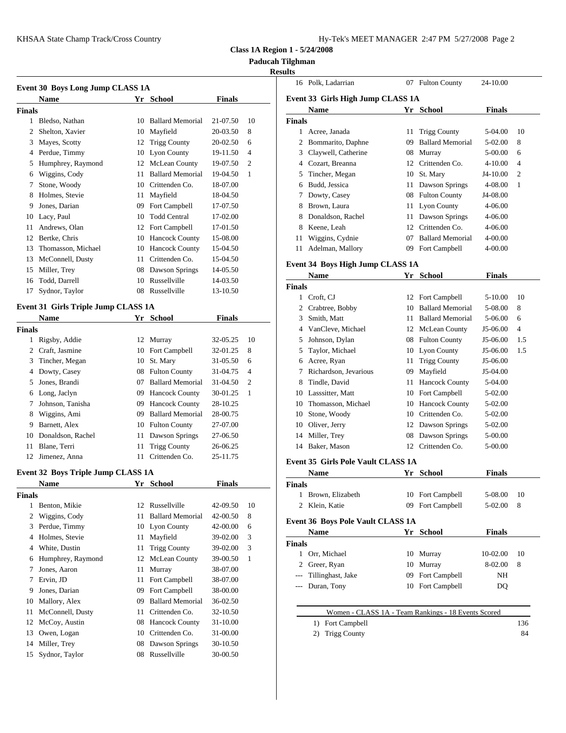**Class 1A Region 1 - 5/24/2008**

**Paducah Tilghman**

**Results**

### Event 30 Boys Long Jump CLASS 1A

| | Name | Yr | School | Finals | |
|---|---|---|---|---|---|
| **Finals** | | | | | |
| 1 | Bledso, Nathan | 10 | Ballard Memorial | 21-07.50 | 10 |
| 2 | Shelton, Xavier | 10 | Mayfield | 20-03.50 | 8 |
| 3 | Mayes, Scotty | 12 | Trigg County | 20-02.50 | 6 |
| 4 | Perdue, Timmy | 10 | Lyon County | 19-11.50 | 4 |
| 5 | Humphrey, Raymond | 12 | McLean County | 19-07.50 | 2 |
| 6 | Wiggins, Cody | 11 | Ballard Memorial | 19-04.50 | 1 |
| 7 | Stone, Woody | 10 | Crittenden Co. | 18-07.00 | |
| 8 | Holmes, Stevie | 11 | Mayfield | 18-04.50 | |
| 9 | Jones, Darian | 09 | Fort Campbell | 17-07.50 | |
| 10 | Lacy, Paul | 10 | Todd Central | 17-02.00 | |
| 11 | Andrews, Olan | 12 | Fort Campbell | 17-01.50 | |
| 12 | Bertke, Chris | 10 | Hancock County | 15-08.00 | |
| 13 | Thomasson, Michael | 10 | Hancock County | 15-04.50 | |
| 13 | McConnell, Dusty | 11 | Crittenden Co. | 15-04.50 | |
| 15 | Miller, Trey | 08 | Dawson Springs | 14-05.50 | |
| 16 | Todd, Darrell | 10 | Russellville | 14-03.50 | |
| 17 | Sydnor, Taylor | 08 | Russellville | 13-10.50 | |

### Event 31 Girls Triple Jump CLASS 1A

| | Name | Yr | School | Finals | |
|---|---|---|---|---|---|
| **Finals** | | | | | |
| 1 | Rigsby, Addie | 12 | Murray | 32-05.25 | 10 |
| 2 | Craft, Jasmine | 10 | Fort Campbell | 32-01.25 | 8 |
| 3 | Tincher, Megan | 10 | St. Mary | 31-05.50 | 6 |
| 4 | Dowty, Casey | 08 | Fulton County | 31-04.75 | 4 |
| 5 | Jones, Brandi | 07 | Ballard Memorial | 31-04.50 | 2 |
| 6 | Long, Jaclyn | 09 | Hancock County | 30-01.25 | 1 |
| 7 | Johnson, Tanisha | 09 | Hancock County | 28-10.25 | |
| 8 | Wiggins, Ami | 09 | Ballard Memorial | 28-00.75 | |
| 9 | Barnett, Alex | 10 | Fulton County | 27-07.00 | |
| 10 | Donaldson, Rachel | 11 | Dawson Springs | 27-06.50 | |
| 11 | Blane, Terri | 11 | Trigg County | 26-06.25 | |
| 12 | Jimenez, Anna | 11 | Crittenden Co. | 25-11.75 | |

### Event 32 Boys Triple Jump CLASS 1A

| | Name | Yr | School | Finals | |
|---|---|---|---|---|---|
| **Finals** | | | | | |
| 1 | Benton, Mikie | 12 | Russellville | 42-09.50 | 10 |
| 2 | Wiggins, Cody | 11 | Ballard Memorial | 42-00.50 | 8 |
| 3 | Perdue, Timmy | 10 | Lyon County | 42-00.00 | 6 |
| 4 | Holmes, Stevie | 11 | Mayfield | 39-02.00 | 3 |
| 4 | White, Dustin | 11 | Trigg County | 39-02.00 | 3 |
| 6 | Humphrey, Raymond | 12 | McLean County | 39-00.50 | 1 |
| 7 | Jones, Aaron | 11 | Murray | 38-07.00 | |
| 7 | Ervin, JD | 11 | Fort Campbell | 38-07.00 | |
| 9 | Jones, Darian | 09 | Fort Campbell | 38-00.00 | |
| 10 | Mallory, Alex | 09 | Ballard Memorial | 36-02.50 | |
| 11 | McConnell, Dusty | 11 | Crittenden Co. | 32-10.50 | |
| 12 | McCoy, Austin | 08 | Hancock County | 31-10.00 | |
| 13 | Owen, Logan | 10 | Crittenden Co. | 31-00.00 | |
| 14 | Miller, Trey | 08 | Dawson Springs | 30-10.50 | |
| 15 | Sydnor, Taylor | 08 | Russellville | 30-00.50 | |
| 16 | Polk, Ladarrian | 07 | Fulton County | 24-10.00 | |

### Event 33 Girls High Jump CLASS 1A

| | Name | Yr | School | Finals | |
|---|---|---|---|---|---|
| **Finals** | | | | | |
| 1 | Acree, Janada | 11 | Trigg County | 5-04.00 | 10 |
| 2 | Bommarito, Daphne | 09 | Ballard Memorial | 5-02.00 | 8 |
| 3 | Claywell, Catherine | 08 | Murray | 5-00.00 | 6 |
| 4 | Cozart, Breanna | 12 | Crittenden Co. | 4-10.00 | 4 |
| 5 | Tincher, Megan | 10 | St. Mary | J4-10.00 | 2 |
| 6 | Budd, Jessica | 11 | Dawson Springs | 4-08.00 | 1 |
| 7 | Dowty, Casey | 08 | Fulton County | J4-08.00 | |
| 8 | Brown, Laura | 11 | Lyon County | 4-06.00 | |
| 8 | Donaldson, Rachel | 11 | Dawson Springs | 4-06.00 | |
| 8 | Keene, Leah | 12 | Crittenden Co. | 4-06.00 | |
| 11 | Wiggins, Cydnie | 07 | Ballard Memorial | 4-00.00 | |
| 11 | Adelman, Mallory | 09 | Fort Campbell | 4-00.00 | |

### Event 34 Boys High Jump CLASS 1A

| | Name | Yr | School | Finals | |
|---|---|---|---|---|---|
| **Finals** | | | | | |
| 1 | Croft, CJ | 12 | Fort Campbell | 5-10.00 | 10 |
| 2 | Crabtree, Bobby | 10 | Ballard Memorial | 5-08.00 | 8 |
| 3 | Smith, Matt | 11 | Ballard Memorial | 5-06.00 | 6 |
| 4 | VanCleve, Michael | 12 | McLean County | J5-06.00 | 4 |
| 5 | Johnson, Dylan | 08 | Fulton County | J5-06.00 | 1.5 |
| 5 | Taylor, Michael | 10 | Lyon County | J5-06.00 | 1.5 |
| 6 | Acree, Ryan | 11 | Trigg County | J5-06.00 | |
| 7 | Richardson, Jevarious | 09 | Mayfield | J5-04.00 | |
| 8 | Tindle, David | 11 | Hancock County | 5-04.00 | |
| 10 | Lassitter, Matt | 10 | Fort Campbell | 5-02.00 | |
| 10 | Thomasson, Michael | 10 | Hancock County | 5-02.00 | |
| 10 | Stone, Woody | 10 | Crittenden Co. | 5-02.00 | |
| 10 | Oliver, Jerry | 12 | Dawson Springs | 5-02.00 | |
| 14 | Miller, Trey | 08 | Dawson Springs | 5-00.00 | |
| 14 | Baker, Mason | 12 | Crittenden Co. | 5-00.00 | |

### Event 35 Girls Pole Vault CLASS 1A

| | Name | Yr | School | Finals | |
|---|---|---|---|---|---|
| **Finals** | | | | | |
| 1 | Brown, Elizabeth | 10 | Fort Campbell | 5-08.00 | 10 |
| 2 | Klein, Katie | 09 | Fort Campbell | 5-02.00 | 8 |

### Event 36 Boys Pole Vault CLASS 1A

| | Name | Yr | School | Finals | |
|---|---|---|---|---|---|
| **Finals** | | | | | |
| 1 | Orr, Michael | 10 | Murray | 10-02.00 | 10 |
| 2 | Greer, Ryan | 10 | Murray | 8-02.00 | 8 |
| --- | Tillinghast, Jake | 09 | Fort Campbell | NH | |
| --- | Duran, Tony | 10 | Fort Campbell | DQ | |

| Women - CLASS 1A - Team Rankings - 18 Events Scored | |
|---|---|
| 1) Fort Campbell | 136 |
| 2) Trigg County | 84 |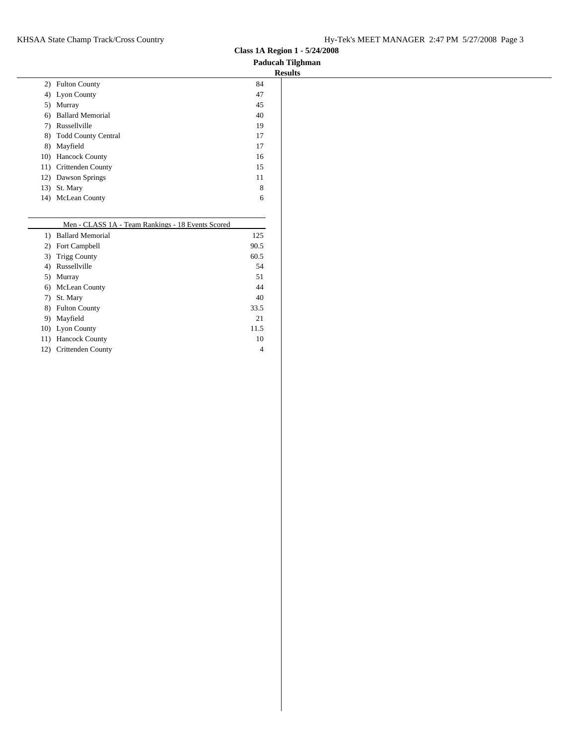## Class 1A Region 1 - 5/24/2008

### Paducah Tilghman

#### Results

| | | |
|---|---|---|
| 2) | Fulton County | 84 |
| 4) | Lyon County | 47 |
| 5) | Murray | 45 |
| 6) | Ballard Memorial | 40 |
| 7) | Russellville | 19 |
| 8) | Todd County Central | 17 |
| 8) | Mayfield | 17 |
| 10) | Hancock County | 16 |
| 11) | Crittenden County | 15 |
| 12) | Dawson Springs | 11 |
| 13) | St. Mary | 8 |
| 14) | McLean County | 6 |

Men - CLASS 1A - Team Rankings - 18 Events Scored

| | | |
|---|---|---|
| 1) | Ballard Memorial | 125 |
| 2) | Fort Campbell | 90.5 |
| 3) | Trigg County | 60.5 |
| 4) | Russellville | 54 |
| 5) | Murray | 51 |
| 6) | McLean County | 44 |
| 7) | St. Mary | 40 |
| 8) | Fulton County | 33.5 |
| 9) | Mayfield | 21 |
| 10) | Lyon County | 11.5 |
| 11) | Hancock County | 10 |
| 12) | Crittenden County | 4 |